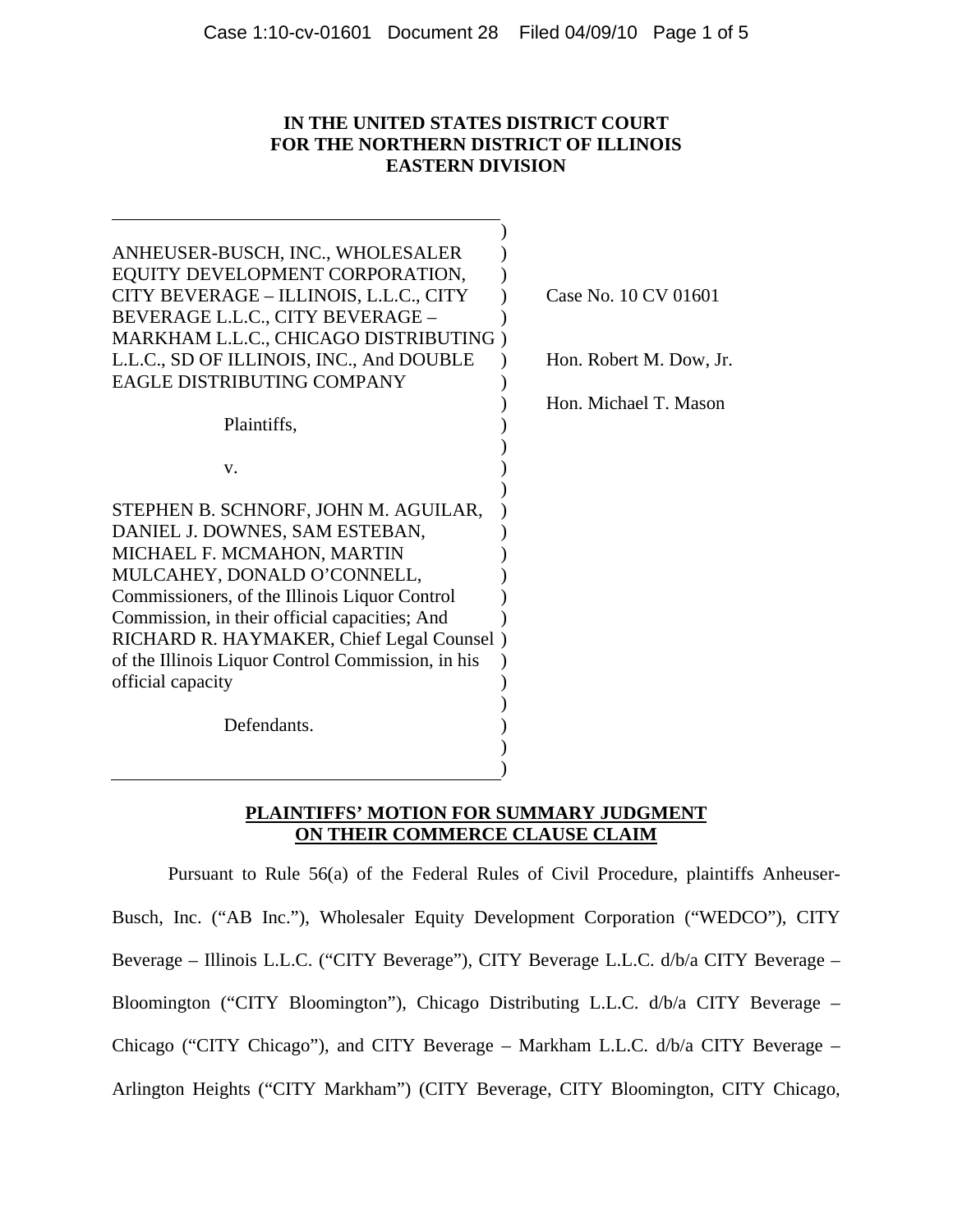**IN THE UNITED STATES DISTRICT COURT**
**FOR THE NORTHERN DISTRICT OF ILLINOIS**
**EASTERN DIVISION**

| | | |
|---|---|---|
| ANHEUSER-BUSCH, INC., WHOLESALER EQUITY DEVELOPMENT CORPORATION, CITY BEVERAGE – ILLINOIS, L.L.C., CITY BEVERAGE L.L.C., CITY BEVERAGE – MARKHAM L.L.C., CHICAGO DISTRIBUTING L.L.C., SD OF ILLINOIS, INC., And DOUBLE EAGLE DISTRIBUTING COMPANY | ) | Case No. 10 CV 01601 |
| Plaintiffs, | ) | Hon. Robert M. Dow, Jr. |
| v. | ) | Hon. Michael T. Mason |
| STEPHEN B. SCHNORF, JOHN M. AGUILAR, DANIEL J. DOWNES, SAM ESTEBAN, MICHAEL F. MCMAHON, MARTIN MULCAHEY, DONALD O'CONNELL, Commissioners, of the Illinois Liquor Control Commission, in their official capacities; And RICHARD R. HAYMAKER, Chief Legal Counsel of the Illinois Liquor Control Commission, in his official capacity | ) | |
| Defendants. | ) | |

**PLAINTIFFS' MOTION FOR SUMMARY JUDGMENT ON THEIR COMMERCE CLAUSE CLAIM**

Pursuant to Rule 56(a) of the Federal Rules of Civil Procedure, plaintiffs Anheuser-Busch, Inc. ("AB Inc."), Wholesaler Equity Development Corporation ("WEDCO"), CITY Beverage – Illinois L.L.C. ("CITY Beverage"), CITY Beverage L.L.C. d/b/a CITY Beverage – Bloomington ("CITY Bloomington"), Chicago Distributing L.L.C. d/b/a CITY Beverage – Chicago ("CITY Chicago"), and CITY Beverage – Markham L.L.C. d/b/a CITY Beverage – Arlington Heights ("CITY Markham") (CITY Beverage, CITY Bloomington, CITY Chicago,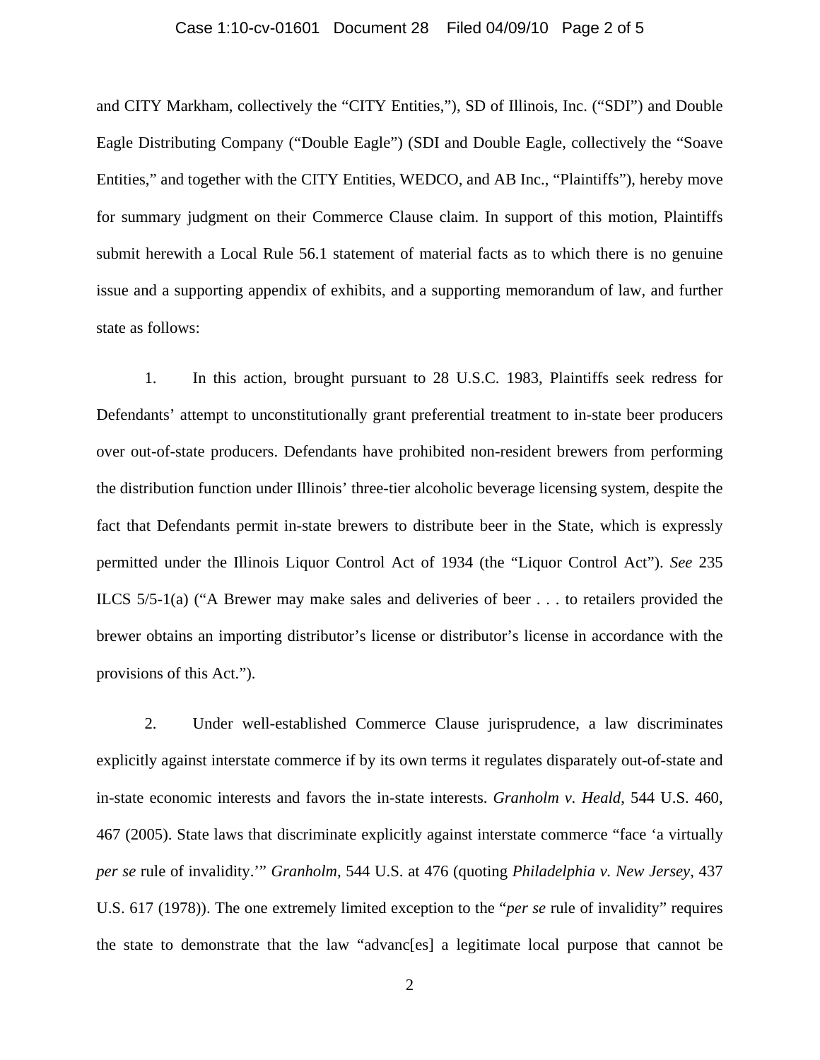and CITY Markham, collectively the "CITY Entities,"), SD of Illinois, Inc. ("SDI") and Double Eagle Distributing Company ("Double Eagle") (SDI and Double Eagle, collectively the "Soave Entities," and together with the CITY Entities, WEDCO, and AB Inc., "Plaintiffs"), hereby move for summary judgment on their Commerce Clause claim. In support of this motion, Plaintiffs submit herewith a Local Rule 56.1 statement of material facts as to which there is no genuine issue and a supporting appendix of exhibits, and a supporting memorandum of law, and further state as follows:

1. In this action, brought pursuant to 28 U.S.C. 1983, Plaintiffs seek redress for Defendants' attempt to unconstitutionally grant preferential treatment to in-state beer producers over out-of-state producers. Defendants have prohibited non-resident brewers from performing the distribution function under Illinois' three-tier alcoholic beverage licensing system, despite the fact that Defendants permit in-state brewers to distribute beer in the State, which is expressly permitted under the Illinois Liquor Control Act of 1934 (the "Liquor Control Act"). *See* 235 ILCS 5/5-1(a) ("A Brewer may make sales and deliveries of beer . . . to retailers provided the brewer obtains an importing distributor's license or distributor's license in accordance with the provisions of this Act.").

2. Under well-established Commerce Clause jurisprudence, a law discriminates explicitly against interstate commerce if by its own terms it regulates disparately out-of-state and in-state economic interests and favors the in-state interests. *Granholm v. Heald*, 544 U.S. 460, 467 (2005). State laws that discriminate explicitly against interstate commerce "face 'a virtually *per se* rule of invalidity.'" *Granholm*, 544 U.S. at 476 (quoting *Philadelphia v. New Jersey*, 437 U.S. 617 (1978)). The one extremely limited exception to the "*per se* rule of invalidity" requires the state to demonstrate that the law "advanc[es] a legitimate local purpose that cannot be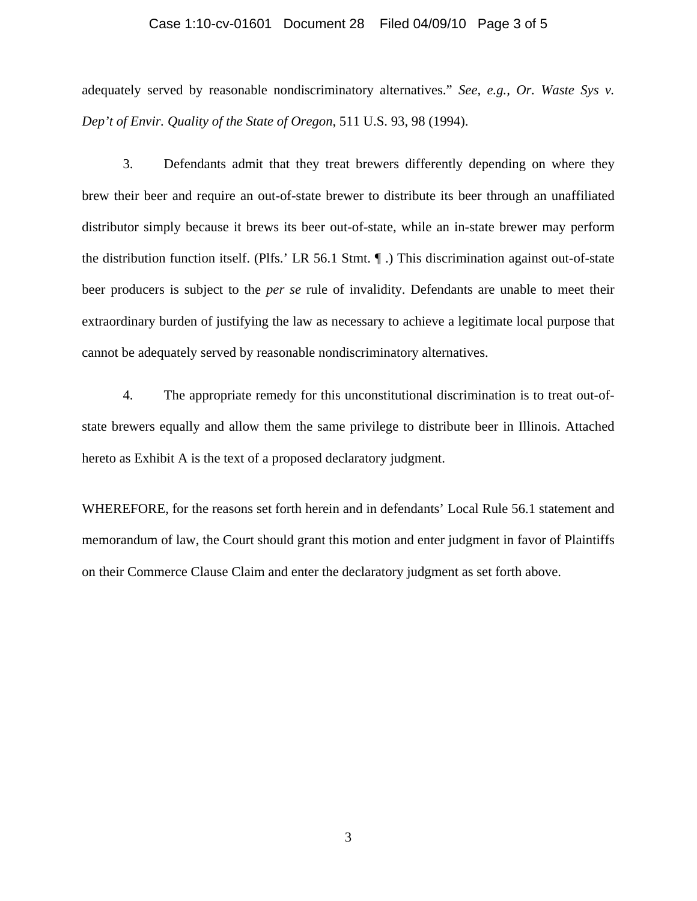adequately served by reasonable nondiscriminatory alternatives." *See, e.g., Or. Waste Sys v. Dep't of Envir. Quality of the State of Oregon*, 511 U.S. 93, 98 (1994).

3. Defendants admit that they treat brewers differently depending on where they brew their beer and require an out-of-state brewer to distribute its beer through an unaffiliated distributor simply because it brews its beer out-of-state, while an in-state brewer may perform the distribution function itself. (Plfs.' LR 56.1 Stmt. ¶ .) This discrimination against out-of-state beer producers is subject to the *per se* rule of invalidity. Defendants are unable to meet their extraordinary burden of justifying the law as necessary to achieve a legitimate local purpose that cannot be adequately served by reasonable nondiscriminatory alternatives.

4. The appropriate remedy for this unconstitutional discrimination is to treat out-of-state brewers equally and allow them the same privilege to distribute beer in Illinois. Attached hereto as Exhibit A is the text of a proposed declaratory judgment.

WHEREFORE, for the reasons set forth herein and in defendants' Local Rule 56.1 statement and memorandum of law, the Court should grant this motion and enter judgment in favor of Plaintiffs on their Commerce Clause Claim and enter the declaratory judgment as set forth above.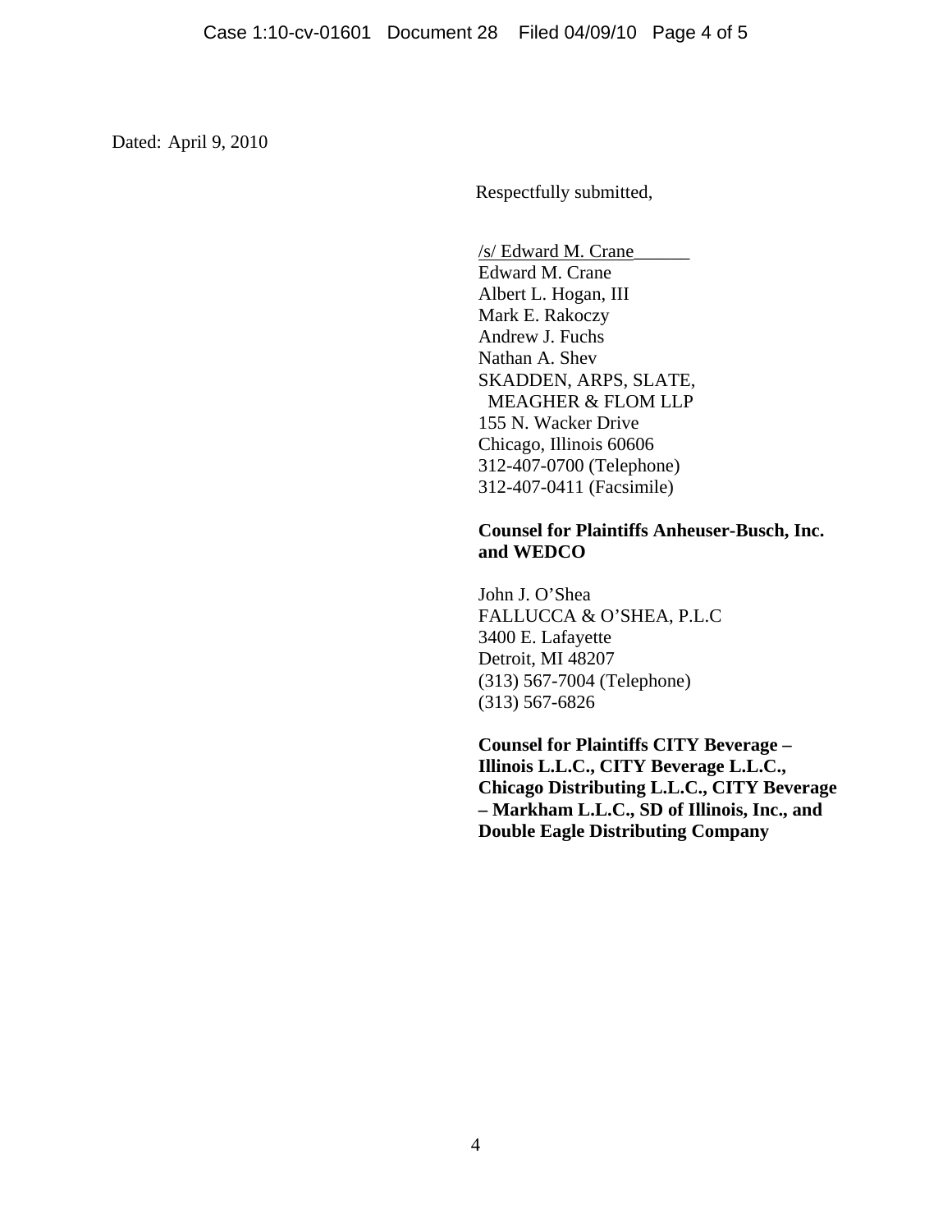Dated: April 9, 2010

Respectfully submitted,

/s/ Edward M. Crane
Edward M. Crane
Albert L. Hogan, III
Mark E. Rakoczy
Andrew J. Fuchs
Nathan A. Shev
SKADDEN, ARPS, SLATE,
MEAGHER & FLOM LLP
155 N. Wacker Drive
Chicago, Illinois 60606
312-407-0700 (Telephone)
312-407-0411 (Facsimile)

**Counsel for Plaintiffs Anheuser-Busch, Inc. and WEDCO**

John J. O'Shea
FALLUCCA & O'SHEA, P.L.C
3400 E. Lafayette
Detroit, MI 48207
(313) 567-7004 (Telephone)
(313) 567-6826

**Counsel for Plaintiffs CITY Beverage – Illinois L.L.C., CITY Beverage L.L.C., Chicago Distributing L.L.C., CITY Beverage – Markham L.L.C., SD of Illinois, Inc., and Double Eagle Distributing Company**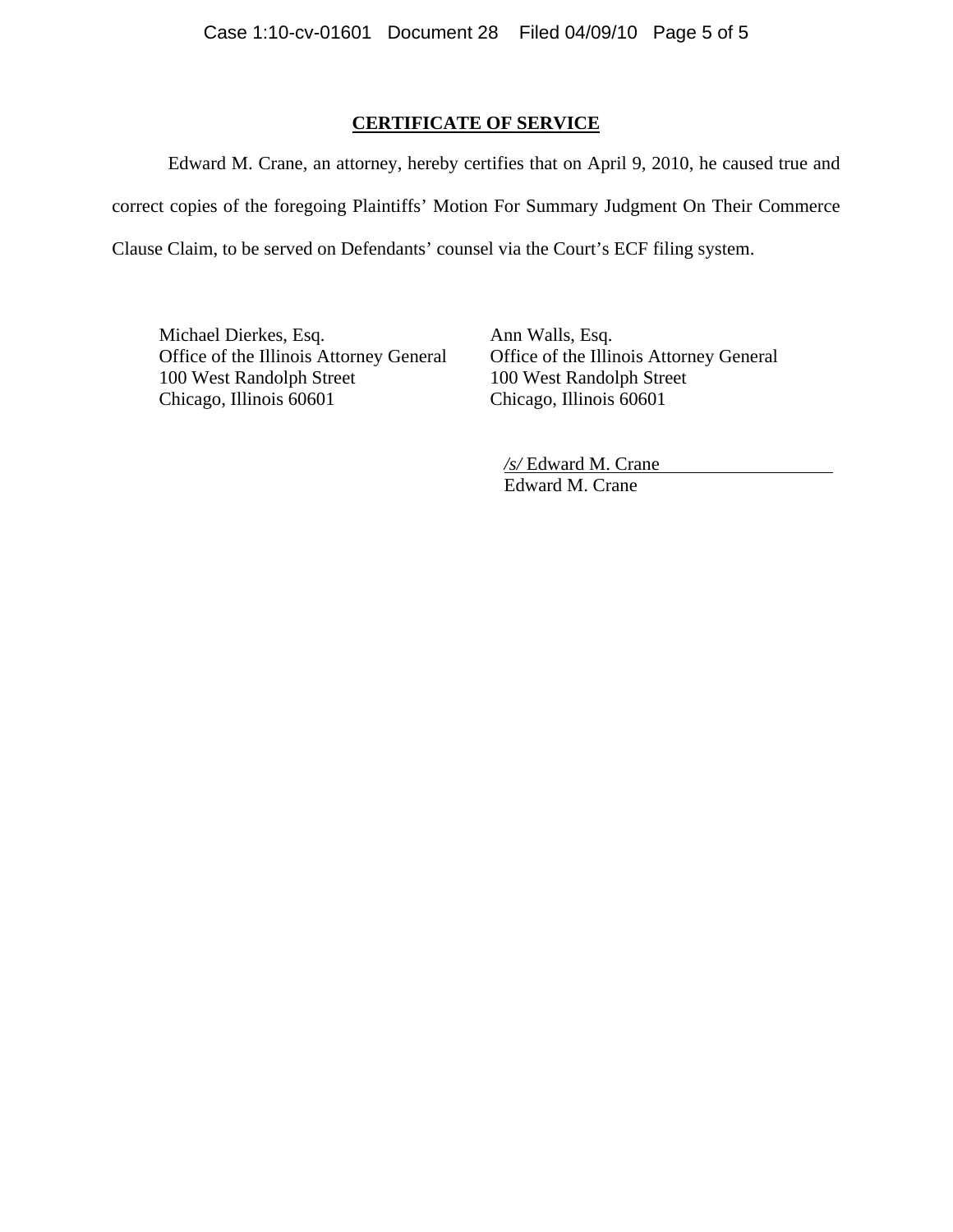## CERTIFICATE OF SERVICE

Edward M. Crane, an attorney, hereby certifies that on April 9, 2010, he caused true and correct copies of the foregoing Plaintiffs' Motion For Summary Judgment On Their Commerce Clause Claim, to be served on Defendants' counsel via the Court's ECF filing system.

Michael Dierkes, Esq.
Office of the Illinois Attorney General
100 West Randolph Street
Chicago, Illinois 60601

Ann Walls, Esq.
Office of the Illinois Attorney General
100 West Randolph Street
Chicago, Illinois 60601

*/s/* Edward M. Crane
Edward M. Crane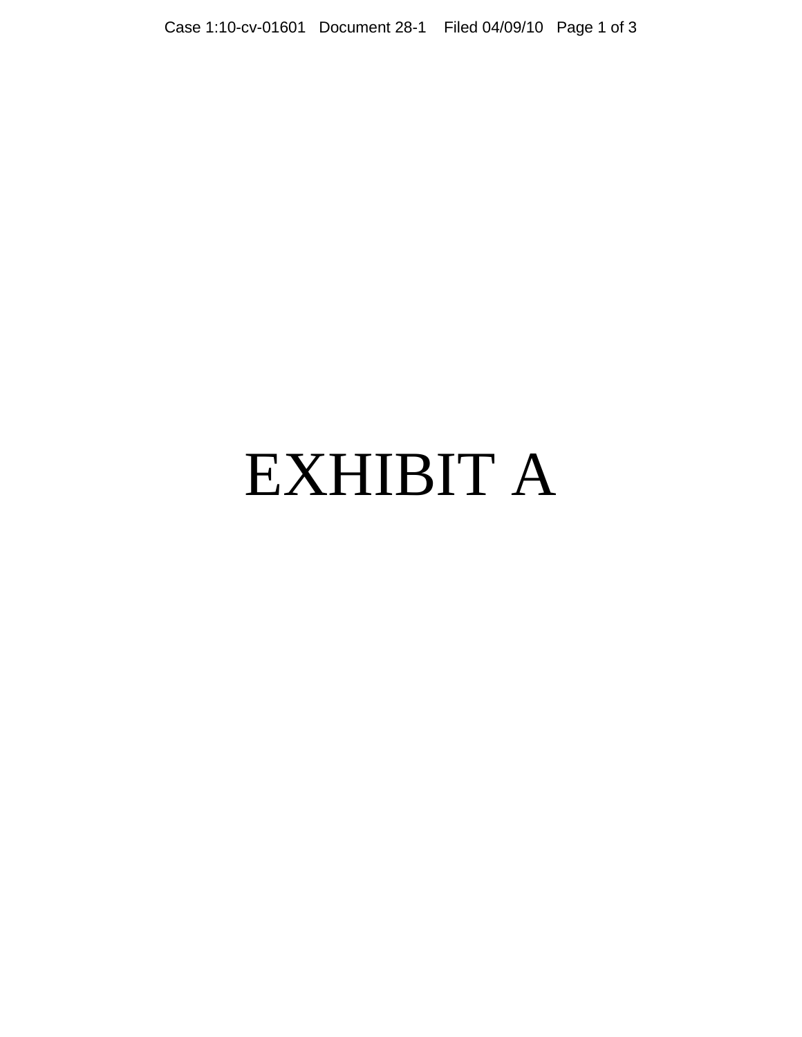# EXHIBIT A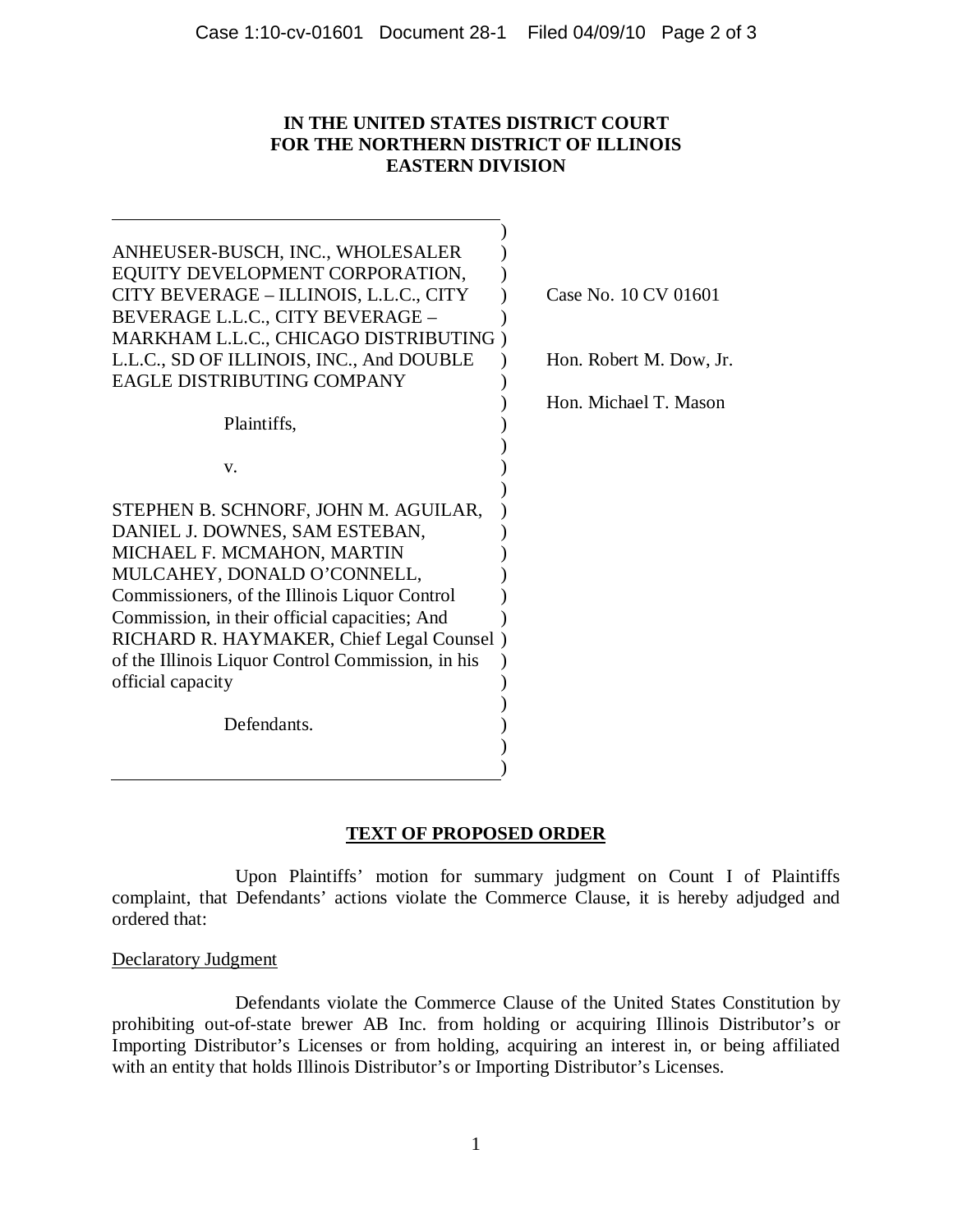**IN THE UNITED STATES DISTRICT COURT**
**FOR THE NORTHERN DISTRICT OF ILLINOIS**
**EASTERN DIVISION**

| | |
|---|---|
| ANHEUSER-BUSCH, INC., WHOLESALER EQUITY DEVELOPMENT CORPORATION, CITY BEVERAGE – ILLINOIS, L.L.C., CITY BEVERAGE L.L.C., CITY BEVERAGE – MARKHAM L.L.C., CHICAGO DISTRIBUTING L.L.C., SD OF ILLINOIS, INC., And DOUBLE EAGLE DISTRIBUTING COMPANY<br><br>Plaintiffs,<br><br>v.<br><br>STEPHEN B. SCHNORF, JOHN M. AGUILAR, DANIEL J. DOWNES, SAM ESTEBAN, MICHAEL F. MCMAHON, MARTIN MULCAHEY, DONALD O'CONNELL, Commissioners, of the Illinois Liquor Control Commission, in their official capacities; And RICHARD R. HAYMAKER, Chief Legal Counsel of the Illinois Liquor Control Commission, in his official capacity<br><br>Defendants. | Case No. 10 CV 01601<br><br>Hon. Robert M. Dow, Jr.<br><br>Hon. Michael T. Mason |

**TEXT OF PROPOSED ORDER**

Upon Plaintiffs' motion for summary judgment on Count I of Plaintiffs complaint, that Defendants' actions violate the Commerce Clause, it is hereby adjudged and ordered that:

Declaratory Judgment

Defendants violate the Commerce Clause of the United States Constitution by prohibiting out-of-state brewer AB Inc. from holding or acquiring Illinois Distributor's or Importing Distributor's Licenses or from holding, acquiring an interest in, or being affiliated with an entity that holds Illinois Distributor's or Importing Distributor's Licenses.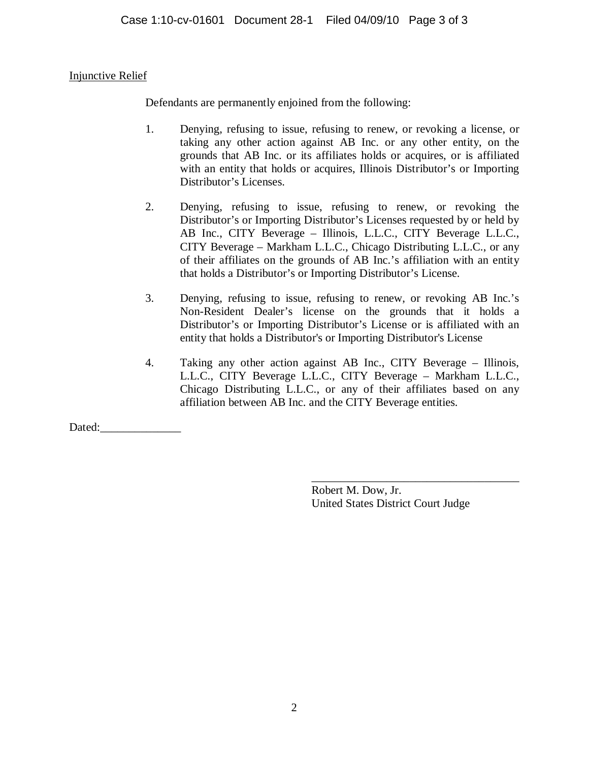Injunctive Relief

Defendants are permanently enjoined from the following:

1. Denying, refusing to issue, refusing to renew, or revoking a license, or taking any other action against AB Inc. or any other entity, on the grounds that AB Inc. or its affiliates holds or acquires, or is affiliated with an entity that holds or acquires, Illinois Distributor's or Importing Distributor's Licenses.

2. Denying, refusing to issue, refusing to renew, or revoking the Distributor's or Importing Distributor's Licenses requested by or held by AB Inc., CITY Beverage – Illinois, L.L.C., CITY Beverage L.L.C., CITY Beverage – Markham L.L.C., Chicago Distributing L.L.C., or any of their affiliates on the grounds of AB Inc.'s affiliation with an entity that holds a Distributor's or Importing Distributor's License.

3. Denying, refusing to issue, refusing to renew, or revoking AB Inc.'s Non-Resident Dealer's license on the grounds that it holds a Distributor's or Importing Distributor's License or is affiliated with an entity that holds a Distributor's or Importing Distributor's License

4. Taking any other action against AB Inc., CITY Beverage – Illinois, L.L.C., CITY Beverage L.L.C., CITY Beverage – Markham L.L.C., Chicago Distributing L.L.C., or any of their affiliates based on any affiliation between AB Inc. and the CITY Beverage entities.

Dated:______________

___________________________________
Robert M. Dow, Jr.
United States District Court Judge